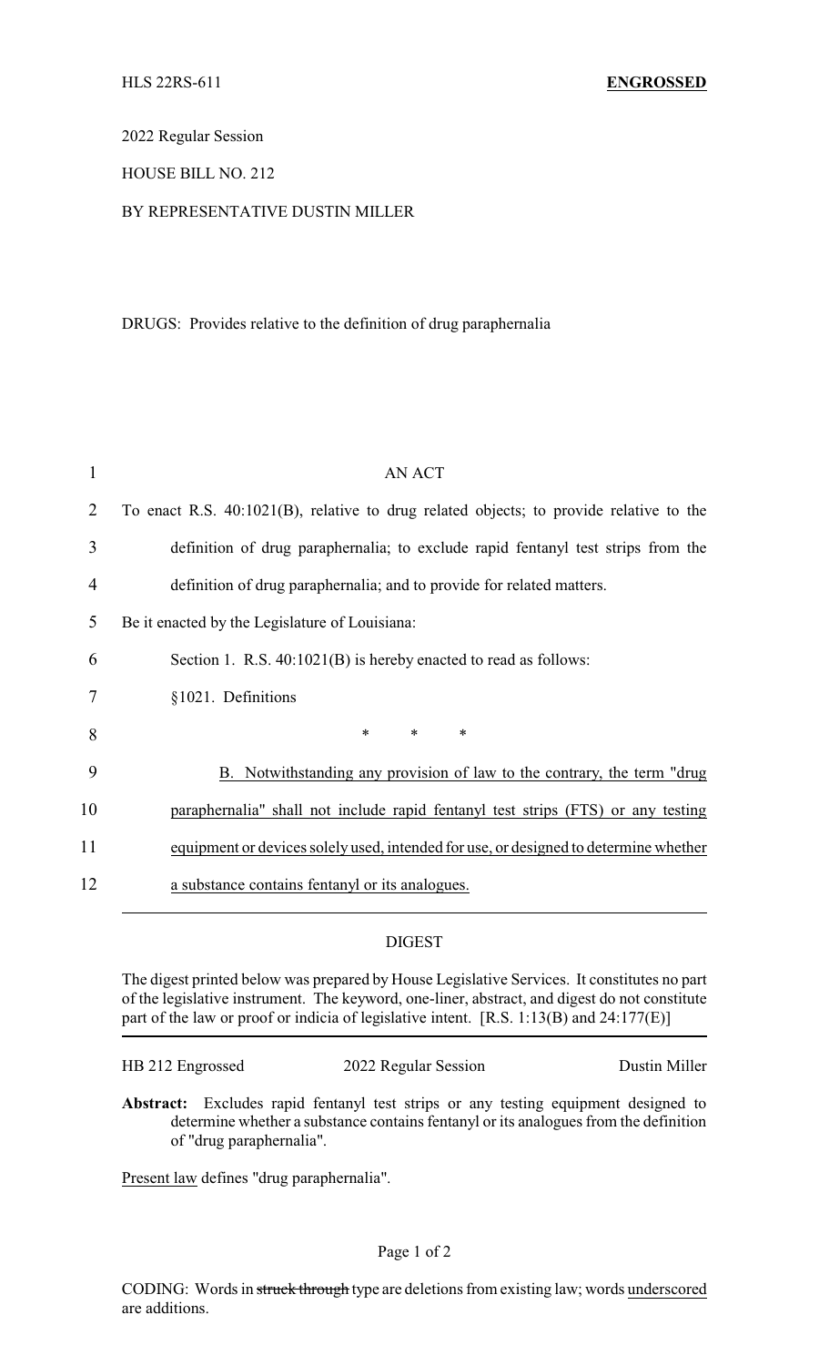HLS 22RS-611 **ENGROSSED**

2022 Regular Session

HOUSE BILL NO. 212

BY REPRESENTATIVE DUSTIN MILLER

DRUGS: Provides relative to the definition of drug paraphernalia

1 AN ACT

2 To enact R.S. 40:1021(B), relative to drug related objects; to provide relative to the

3 definition of drug paraphernalia; to exclude rapid fentanyl test strips from the

4 definition of drug paraphernalia; and to provide for related matters.

5 Be it enacted by the Legislature of Louisiana:

6 Section 1. R.S. 40:1021(B) is hereby enacted to read as follows:

7 §1021. Definitions

8 * * *

9 B. Notwithstanding any provision of law to the contrary, the term "drug

10 paraphernalia" shall not include rapid fentanyl test strips (FTS) or any testing

11 equipment or devices solely used, intended for use, or designed to determine whether

12 a substance contains fentanyl or its analogues.

DIGEST

The digest printed below was prepared by House Legislative Services. It constitutes no part of the legislative instrument. The keyword, one-liner, abstract, and digest do not constitute part of the law or proof or indicia of legislative intent. [R.S. 1:13(B) and 24:177(E)]

HB 212 Engrossed 2022 Regular Session Dustin Miller

**Abstract:** Excludes rapid fentanyl test strips or any testing equipment designed to determine whether a substance contains fentanyl or its analogues from the definition of "drug paraphernalia".

Present law defines "drug paraphernalia".

CODING: Words in ~~struck through~~ type are deletions from existing law; words underscored are additions.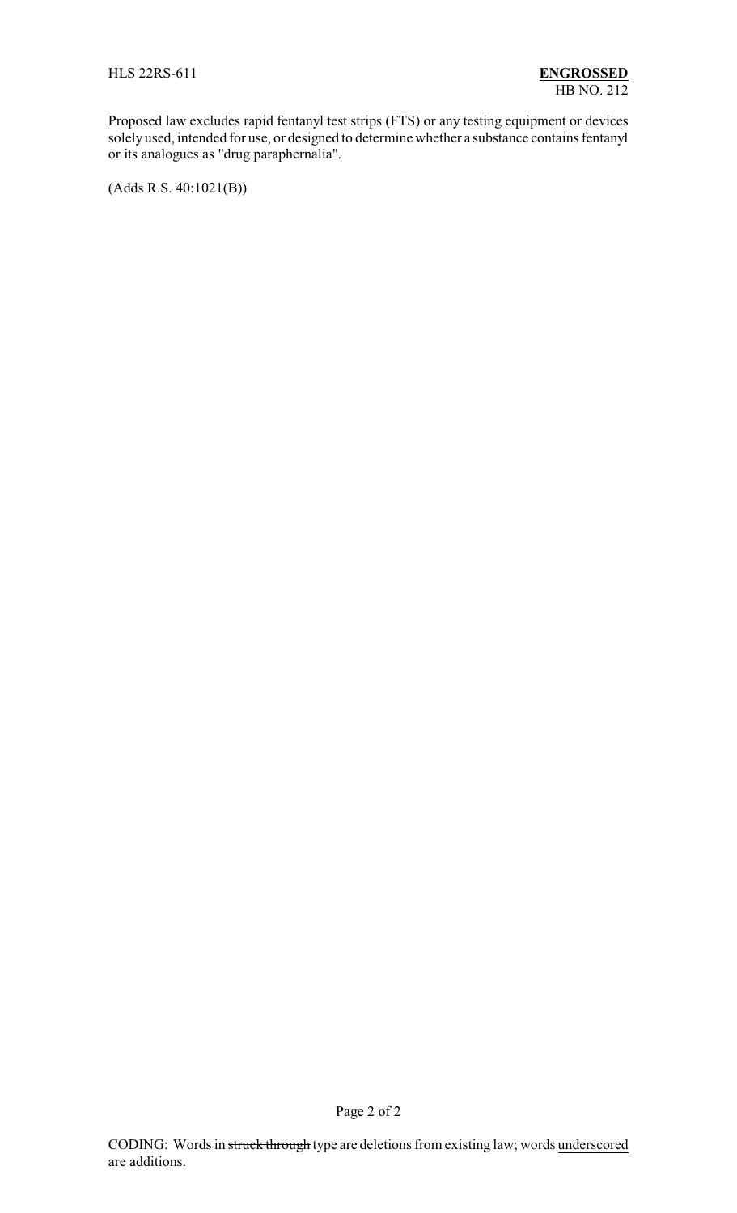Proposed law excludes rapid fentanyl test strips (FTS) or any testing equipment or devices solely used, intended for use, or designed to determine whether a substance contains fentanyl or its analogues as "drug paraphernalia".

(Adds R.S. 40:1021(B))

CODING: Words in ~~struck through~~ type are deletions from existing law; words <u>underscored</u> are additions.